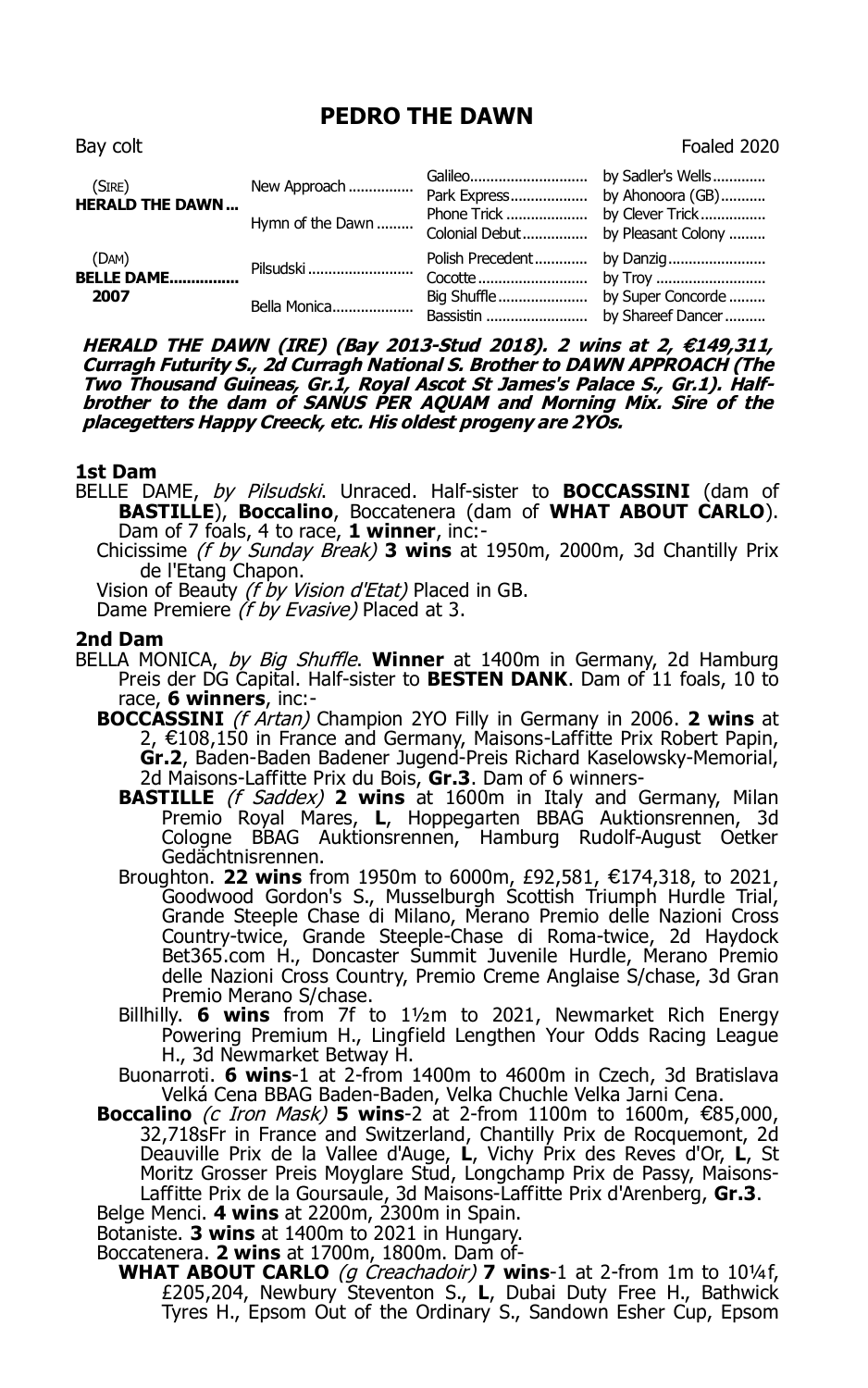# PEDRO THE DAWN

Bay colt — Foaled 2020

| | | | |
|---|---|---|---|
| (SIRE) **HERALD THE DAWN** | New Approach | Galileo | by Sadler's Wells |
| | | Park Express | by Ahonoora (GB) |
| | Hymn of the Dawn | Phone Trick | by Clever Trick |
| | | Colonial Debut | by Pleasant Colony |
| (DAM) **BELLE DAME** 2007 | Pilsudski | Polish Precedent | by Danzig |
| | | Cocotte | by Troy |
| | Bella Monica | Big Shuffle | by Super Concorde |
| | | Bassistin | by Shareef Dancer |

***HERALD THE DAWN (IRE) (Bay 2013-Stud 2018). 2 wins at 2, €149,311, Curragh Futurity S., 2d Curragh National S. Brother to DAWN APPROACH (The Two Thousand Guineas, Gr.1, Royal Ascot St James's Palace S., Gr.1). Half-brother to the dam of SANUS PER AQUAM and Morning Mix. Sire of the placegetters Happy Creeck, etc. His oldest progeny are 2YOs.***

## 1st Dam

BELLE DAME, *by Pilsudski*. Unraced. Half-sister to **BOCCASSINI** (dam of **BASTILLE**), **Boccalino**, Boccatenera (dam of **WHAT ABOUT CARLO**). Dam of 7 foals, 4 to race, **1 winner**, inc:-

Chicissime *(f by Sunday Break)* **3 wins** at 1950m, 2000m, 3d Chantilly Prix de l'Etang Chapon.

Vision of Beauty *(f by Vision d'Etat)* Placed in GB.

Dame Premiere *(f by Evasive)* Placed at 3.

## 2nd Dam

BELLA MONICA, *by Big Shuffle*. **Winner** at 1400m in Germany, 2d Hamburg Preis der DG Capital. Half-sister to **BESTEN DANK**. Dam of 11 foals, 10 to race, **6 winners**, inc:-

**BOCCASSINI** *(f Artan)* Champion 2YO Filly in Germany in 2006. **2 wins** at 2, €108,150 in France and Germany, Maisons-Laffitte Prix Robert Papin, **Gr.2**, Baden-Baden Badener Jugend-Preis Richard Kaselowsky-Memorial, 2d Maisons-Laffitte Prix du Bois, **Gr.3**. Dam of 6 winners-

**BASTILLE** *(f Saddex)* **2 wins** at 1600m in Italy and Germany, Milan Premio Royal Mares, **L**, Hoppegarten BBAG Auktionsrennen, 3d Cologne BBAG Auktionsrennen, Hamburg Rudolf-August Oetker Gedächtnisrennen.

Broughton. **22 wins** from 1950m to 6000m, £92,581, €174,318, to 2021, Goodwood Gordon's S., Musselburgh Scottish Triumph Hurdle Trial, Grande Steeple Chase di Milano, Merano Premio delle Nazioni Cross Country-twice, Grande Steeple-Chase di Roma-twice, 2d Haydock Bet365.com H., Doncaster Summit Juvenile Hurdle, Merano Premio delle Nazioni Cross Country, Premio Creme Anglaise S/chase, 3d Gran Premio Merano S/chase.

Billhilly. **6 wins** from 7f to 1½m to 2021, Newmarket Rich Energy Powering Premium H., Lingfield Lengthen Your Odds Racing League H., 3d Newmarket Betway H.

Buonarroti. **6 wins**-1 at 2-from 1400m to 4600m in Czech, 3d Bratislava Velká Cena BBAG Baden-Baden, Velka Chuchle Velka Jarni Cena.

**Boccalino** *(c Iron Mask)* **5 wins**-2 at 2-from 1100m to 1600m, €85,000, 32,718sFr in France and Switzerland, Chantilly Prix de Rocquemont, 2d Deauville Prix de la Vallee d'Auge, **L**, Vichy Prix des Reves d'Or, **L**, St Moritz Grosser Preis Moyglare Stud, Longchamp Prix de Passy, Maisons-Laffitte Prix de la Goursaule, 3d Maisons-Laffitte Prix d'Arenberg, **Gr.3**.

Belge Menci. **4 wins** at 2200m, 2300m in Spain.

Botaniste. **3 wins** at 1400m to 2021 in Hungary.

Boccatenera. **2 wins** at 1700m, 1800m. Dam of-

**WHAT ABOUT CARLO** *(g Creachadoir)* **7 wins**-1 at 2-from 1m to 10¼f, £205,204, Newbury Steventon S., **L**, Dubai Duty Free H., Bathwick Tyres H., Epsom Out of the Ordinary S., Sandown Esher Cup, Epsom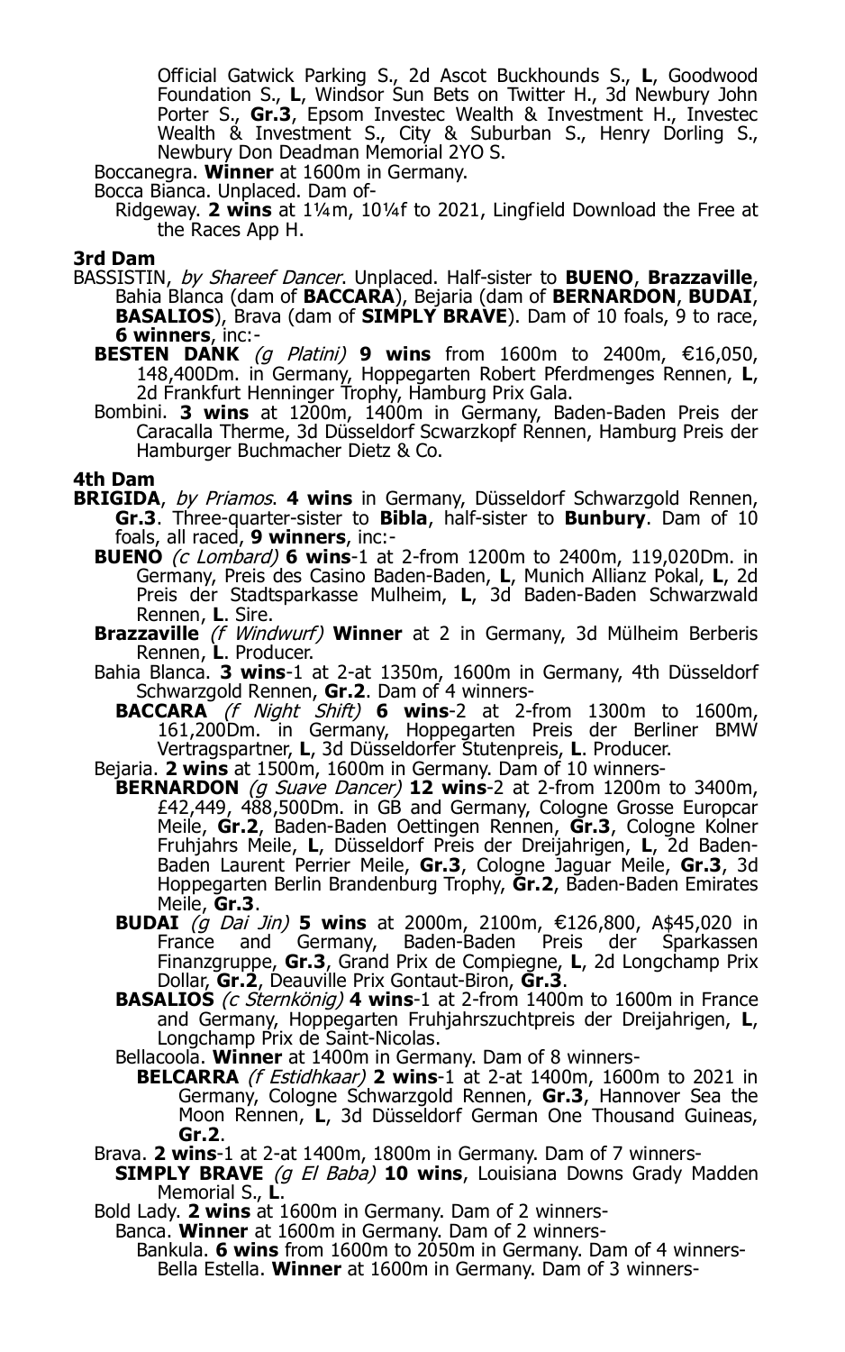Official Gatwick Parking S., 2d Ascot Buckhounds S., **L**, Goodwood Foundation S., **L**, Windsor Sun Bets on Twitter H., 3d Newbury John Porter S., **Gr.3**, Epsom Investec Wealth & Investment H., Investec Wealth & Investment S., City & Suburban S., Henry Dorling S., Newbury Don Deadman Memorial 2YO S.

Boccanegra. **Winner** at 1600m in Germany.

Bocca Bianca. Unplaced. Dam of-

Ridgeway. **2 wins** at 1¼m, 10¼f to 2021, Lingfield Download the Free at the Races App H.

### 3rd Dam

BASSISTIN, *by Shareef Dancer*. Unplaced. Half-sister to **BUENO**, **Brazzaville**, Bahia Blanca (dam of **BACCARA**), Bejaria (dam of **BERNARDON**, **BUDAI**, **BASALIOS**), Brava (dam of **SIMPLY BRAVE**). Dam of 10 foals, 9 to race, **6 winners**, inc:-

**BESTEN DANK** *(g Platini)* **9 wins** from 1600m to 2400m, €16,050, 148,400Dm. in Germany, Hoppegarten Robert Pferdmenges Rennen, **L**, 2d Frankfurt Henninger Trophy, Hamburg Prix Gala.

Bombini. **3 wins** at 1200m, 1400m in Germany, Baden-Baden Preis der Caracalla Therme, 3d Düsseldorf Scwarzkopf Rennen, Hamburg Preis der Hamburger Buchmacher Dietz & Co.

### 4th Dam

**BRIGIDA**, *by Priamos*. **4 wins** in Germany, Düsseldorf Schwarzgold Rennen, **Gr.3**. Three-quarter-sister to **Bibla**, half-sister to **Bunbury**. Dam of 10 foals, all raced, **9 winners**, inc:-

**BUENO** *(c Lombard)* **6 wins**-1 at 2-from 1200m to 2400m, 119,020Dm. in Germany, Preis des Casino Baden-Baden, **L**, Munich Allianz Pokal, **L**, 2d Preis der Stadtsparkasse Mulheim, **L**, 3d Baden-Baden Schwarzwald Rennen, **L**. Sire.

**Brazzaville** *(f Windwurf)* **Winner** at 2 in Germany, 3d Mülheim Berberis Rennen, **L**. Producer.

Bahia Blanca. **3 wins**-1 at 2-at 1350m, 1600m in Germany, 4th Düsseldorf Schwarzgold Rennen, **Gr.2**. Dam of 4 winners-

**BACCARA** *(f Night Shift)* **6 wins**-2 at 2-from 1300m to 1600m, 161,200Dm. in Germany, Hoppegarten Preis der Berliner BMW Vertragspartner, **L**, 3d Düsseldorfer Stutenpreis, **L**. Producer.

Bejaria. **2 wins** at 1500m, 1600m in Germany. Dam of 10 winners-

**BERNARDON** *(g Suave Dancer)* **12 wins**-2 at 2-from 1200m to 3400m, £42,449, 488,500Dm. in GB and Germany, Cologne Grosse Europcar Meile, **Gr.2**, Baden-Baden Oettingen Rennen, **Gr.3**, Cologne Kolner Fruhjahrs Meile, **L**, Düsseldorf Preis der Dreijahrigen, **L**, 2d Baden-Baden Laurent Perrier Meile, **Gr.3**, Cologne Jaguar Meile, **Gr.3**, 3d Hoppegarten Berlin Brandenburg Trophy, **Gr.2**, Baden-Baden Emirates Meile, **Gr.3**.

**BUDAI** *(g Dai Jin)* **5 wins** at 2000m, 2100m, €126,800, A$45,020 in France and Germany, Baden-Baden Preis der Sparkassen Finanzgruppe, **Gr.3**, Grand Prix de Compiegne, **L**, 2d Longchamp Prix Dollar, **Gr.2**, Deauville Prix Gontaut-Biron, **Gr.3**.

**BASALIOS** *(c Sternkönig)* **4 wins**-1 at 2-from 1400m to 1600m in France and Germany, Hoppegarten Fruhjahrszuchtpreis der Dreijahrigen, **L**, Longchamp Prix de Saint-Nicolas.

Bellacoola. **Winner** at 1400m in Germany. Dam of 8 winners-

**BELCARRA** *(f Estidhkaar)* **2 wins**-1 at 2-at 1400m, 1600m to 2021 in Germany, Cologne Schwarzgold Rennen, **Gr.3**, Hannover Sea the Moon Rennen, **L**, 3d Düsseldorf German One Thousand Guineas, **Gr.2**.

Brava. **2 wins**-1 at 2-at 1400m, 1800m in Germany. Dam of 7 winners-

**SIMPLY BRAVE** *(g El Baba)* **10 wins**, Louisiana Downs Grady Madden Memorial S., **L**.

Bold Lady. **2 wins** at 1600m in Germany. Dam of 2 winners-

Banca. **Winner** at 1600m in Germany. Dam of 2 winners-

Bankula. **6 wins** from 1600m to 2050m in Germany. Dam of 4 winners-

Bella Estella. **Winner** at 1600m in Germany. Dam of 3 winners-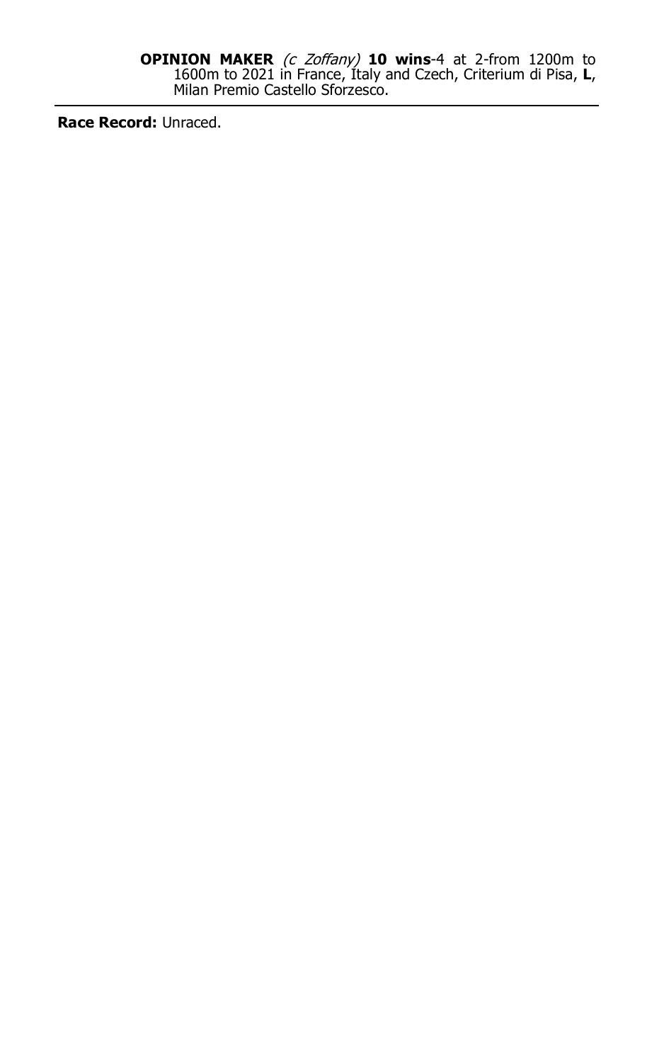**OPINION MAKER** *(c Zoffany)* **10 wins**-4 at 2-from 1200m to 1600m to 2021 in France, Italy and Czech, Criterium di Pisa, **L**, Milan Premio Castello Sforzesco.

---

**Race Record:** Unraced.